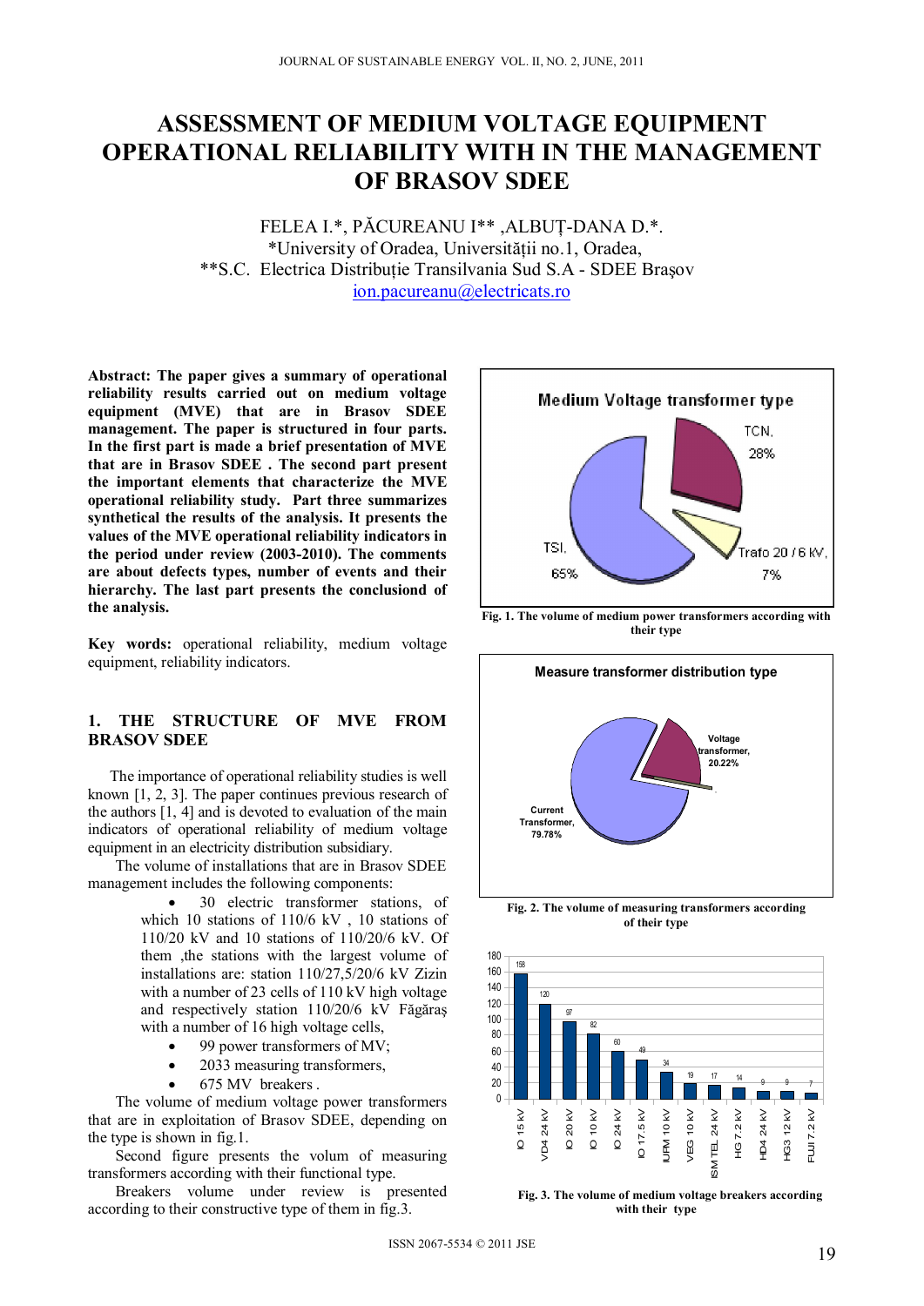# ASSESSMENT OF MEDIUM VOLTAGE EQUIPMENT OPERATIONAL RELIABILITY WITH IN THE MANAGEMENT OF BRASOV SDEE

FELEA I.*, PĂCUREANU I** ,ALBUŢ-DANA D.*.
*University of Oradea, Universităţii no.1, Oradea,
**S.C. Electrica Distribuţie Transilvania Sud S.A - SDEE Braşov
ion.pacureanu@electricats.ro

**Abstract: The paper gives a summary of operational reliability results carried out on medium voltage equipment (MVE) that are in Brasov SDEE management. The paper is structured in four parts. In the first part is made a brief presentation of MVE that are in Brasov SDEE . The second part present the important elements that characterize the MVE operational reliability study. Part three summarizes synthetical the results of the analysis. It presents the values of the MVE operational reliability indicators in the period under review (2003-2010). The comments are about defects types, number of events and their hierarchy. The last part presents the conclusional of the analysis.**

**Key words:** operational reliability, medium voltage equipment, reliability indicators.

## 1. THE STRUCTURE OF MVE FROM BRASOV SDEE

The importance of operational reliability studies is well known [1, 2, 3]. The paper continues previous research of the authors [1, 4] and is devoted to evaluation of the main indicators of operational reliability of medium voltage equipment in an electricity distribution subsidiary.

The volume of installations that are in Brasov SDEE management includes the following components:

- 30 electric transformer stations, of which 10 stations of 110/6 kV , 10 stations of 110/20 kV and 10 stations of 110/20/6 kV. Of them ,the stations with the largest volume of installations are: station 110/27,5/20/6 kV Zizin with a number of 23 cells of 110 kV high voltage and respectively station 110/20/6 kV Făgăraş with a number of 16 high voltage cells,
- 99 power transformers of MV;
- 2033 measuring transformers,
- 675 MV breakers .

The volume of medium voltage power transformers that are in exploitation of Brasov SDEE, depending on the type is shown in fig.1.

Second figure presents the volum of measuring transformers according with their functional type.

Breakers volume under review is presented according to their constructive type of them in fig.3.

Fig. 1. The volume of medium power transformers according with their type

Fig. 2. The volume of measuring transformers according of their type

Fig. 3. The volume of medium voltage breakers according with their type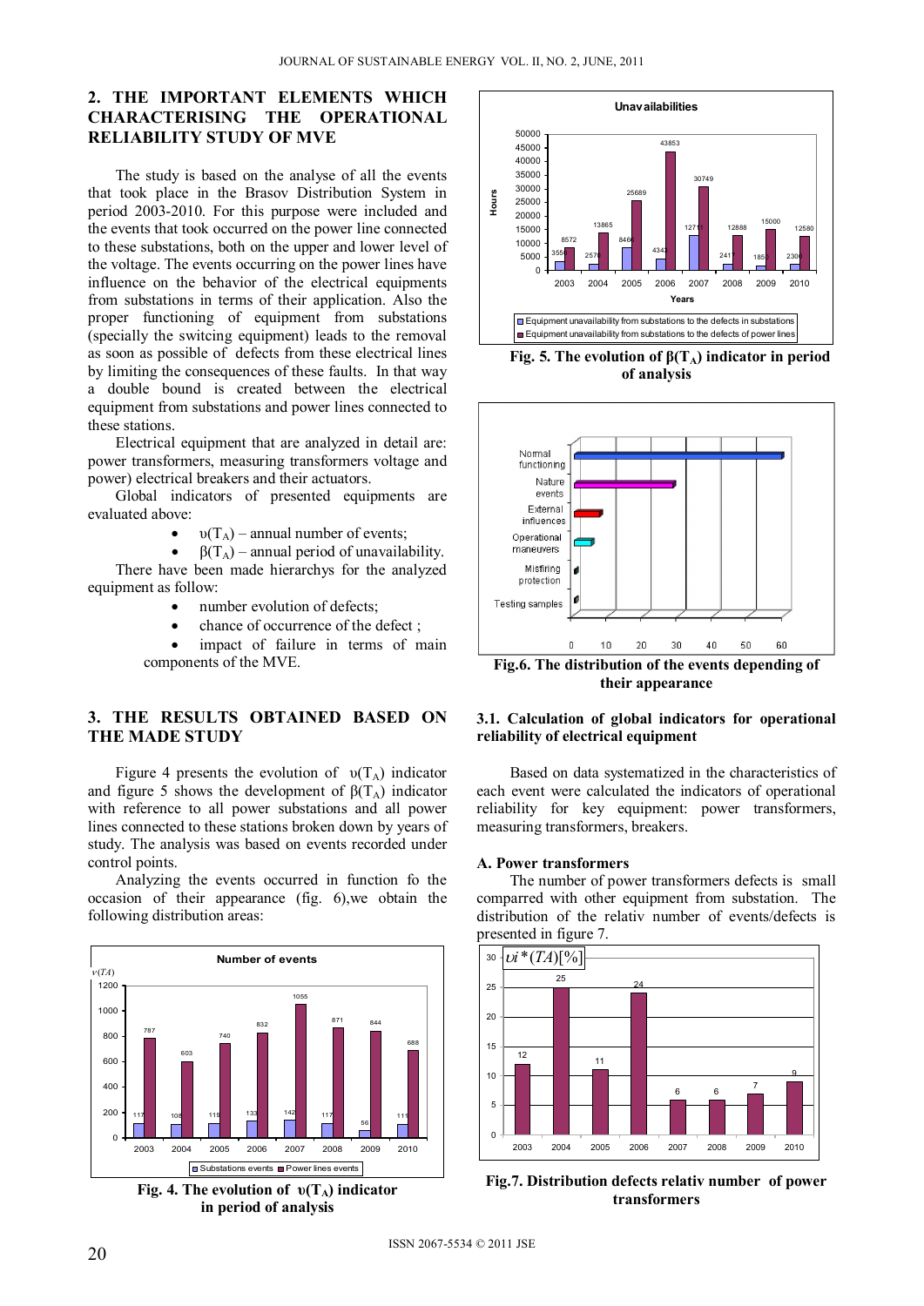## 2. THE IMPORTANT ELEMENTS WHICH CHARACTERISING THE OPERATIONAL RELIABILITY STUDY OF MVE

The study is based on the analyse of all the events that took place in the Brasov Distribution System in period 2003-2010. For this purpose were included and the events that took occurred on the power line connected to these substations, both on the upper and lower level of the voltage. The events occurring on the power lines have influence on the behavior of the electrical equipments from substations in terms of their application. Also the proper functioning of equipment from substations (specially the switcing equipment) leads to the removal as soon as possible of defects from these electrical lines by limiting the consequences of these faults. In that way a double bound is created between the electrical equipment from substations and power lines connected to these stations.

Electrical equipment that are analyzed in detail are: power transformers, measuring transformers voltage and power) electrical breakers and their actuators.

Global indicators of presented equipments are evaluated above:

- $\upsilon(T_A)$ – annual number of events;
- $\beta(T_A)$ – annual period of unavailability.

There have been made hierarchys for the analyzed equipment as follow:

- number evolution of defects;
- chance of occurrence of the defect ;
- impact of failure in terms of main components of the MVE.

## 3. THE RESULTS OBTAINED BASED ON THE MADE STUDY

Figure 4 presents the evolution of $\upsilon(T_A)$ indicator and figure 5 shows the development of $\beta(T_A)$ indicator with reference to all power substations and all power lines connected to these stations broken down by years of study. The analysis was based on events recorded under control points.

Analyzing the events occurred in function fo the occasion of their appearance (fig. 6),we obtain the following distribution areas:

Number of events

| Year | Substations events | Power lines events |
|---|---|---|
| 2003 | 117 | 787 |
| 2004 | 108 | 603 |
| 2005 | 119 | 740 |
| 2006 | 133 | 832 |
| 2007 | 142 | 1055 |
| 2008 | 117 | 871 |
| 2009 | 56 | 844 |
| 2010 | 111 | 688 |

**Fig. 4. The evolution of $\upsilon(T_A)$ indicator in period of analysis**

Unavailabilities (Hours)

| Year | Equipment unavailability from substations to the defects in substations | Equipment unavailability from substations to the defects of power lines |
|---|---|---|
| 2003 | 3550 | 8572 |
| 2004 | 2576 | 13865 |
| 2005 | 8464 | 25689 |
| 2006 | 4343 | 43853 |
| 2007 | 12711 | 30749 |
| 2008 | 2411 | 12888 |
| 2009 | 1853 | 15000 |
| 2010 | 2300 | 12580 |

**Fig. 5. The evolution of $\beta(T_A)$ indicator in period of analysis**

**Fig.6. The distribution of the events depending of their appearance**

### 3.1. Calculation of global indicators for operational reliability of electrical equipment

Based on data systematized in the characteristics of each event were calculated the indicators of operational reliability for key equipment: power transformers, measuring transformers, breakers.

#### A. Power transformers

The number of power transformers defects is small comparred with other equipment from substation. The distribution of the relativ number of events/defects is presented in figure 7.

$\upsilon i^*(TA)[\%]$

| Year | 2003 | 2004 | 2005 | 2006 | 2007 | 2008 | 2009 | 2010 |
|---|---|---|---|---|---|---|---|---|
| % | 12 | 25 | 11 | 24 | 6 | 6 | 7 | 9 |

**Fig.7. Distribution defects relativ number of power transformers**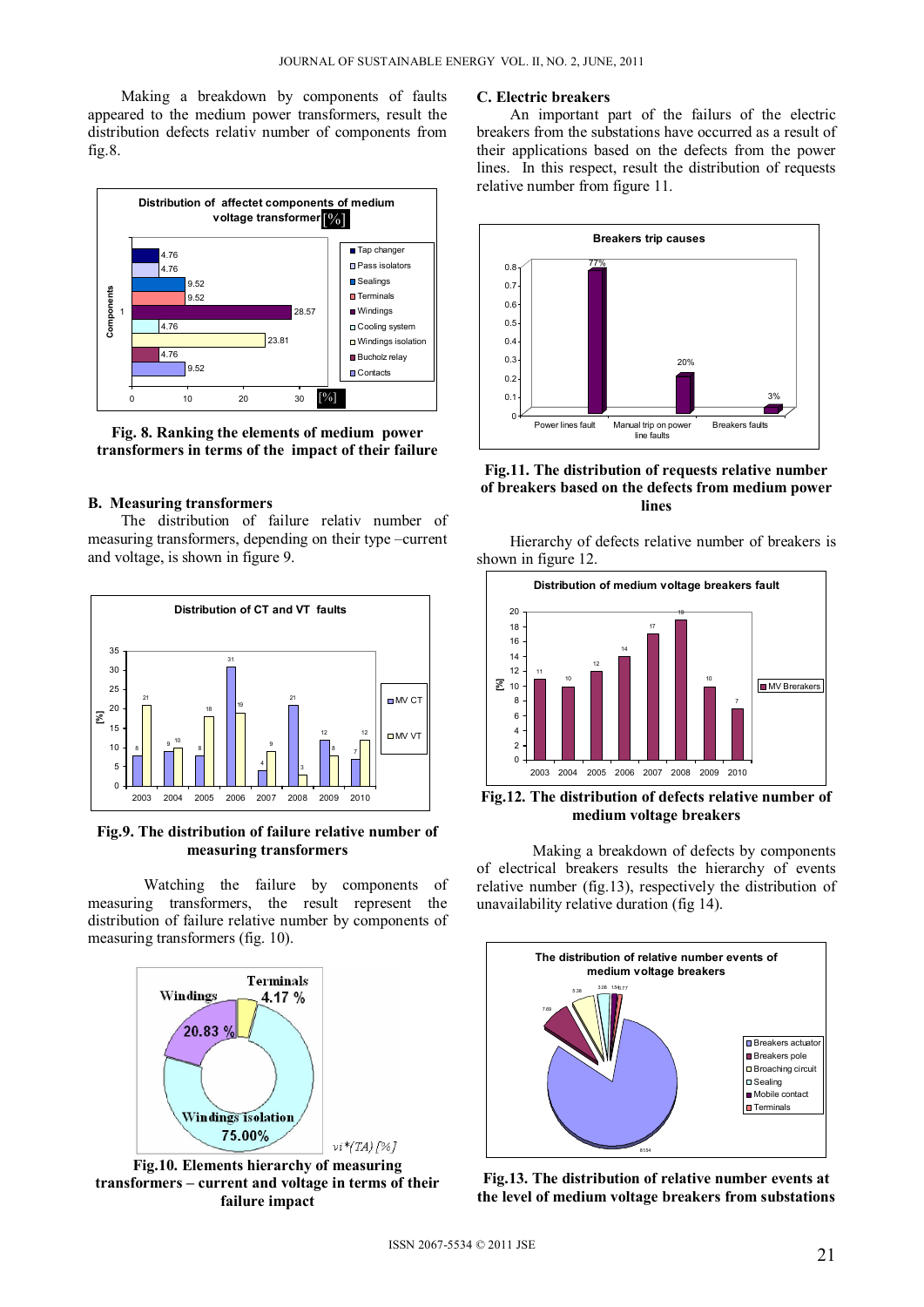Making a breakdown by components of faults appeared to the medium power transformers, result the distribution defects relativ number of components from fig.8.

**Fig. 8. Ranking the elements of medium power transformers in terms of the impact of their failure**

### B. Measuring transformers

The distribution of failure relativ number of measuring transformers, depending on their type –current and voltage, is shown in figure 9.

**Fig.9. The distribution of failure relative number of measuring transformers**

Watching the failure by components of measuring transformers, the result represent the distribution of failure relative number by components of measuring transformers (fig. 10).

**Fig.10. Elements hierarchy of measuring transformers – current and voltage in terms of their failure impact**

### C. Electric breakers

An important part of the failurs of the electric breakers from the substations have occurred as a result of their applications based on the defects from the power lines. In this respect, result the distribution of requests relative number from figure 11.

**Fig.11. The distribution of requests relative number of breakers based on the defects from medium power lines**

Hierarchy of defects relative number of breakers is shown in figure 12.

**Fig.12. The distribution of defects relative number of medium voltage breakers**

Making a breakdown of defects by components of electrical breakers results the hierarchy of events relative number (fig.13), respectively the distribution of unavailability relative duration (fig 14).

**Fig.13. The distribution of relative number events at the level of medium voltage breakers from substations**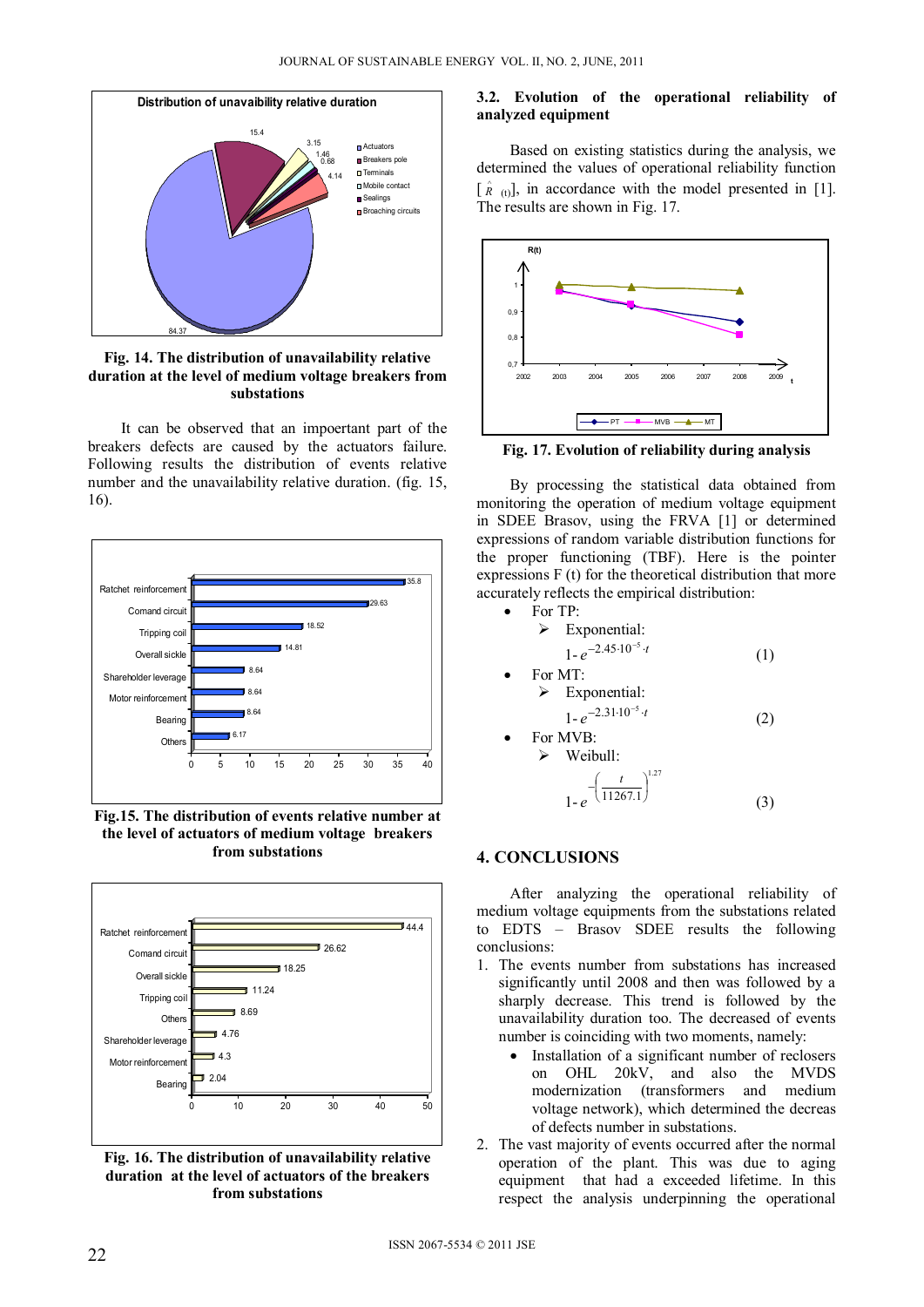Fig. 14. The distribution of unavailability relative duration at the level of medium voltage breakers from substations

It can be observed that an impoertant part of the breakers defects are caused by the actuators failure. Following results the distribution of events relative number and the unavailability relative duration. (fig. 15, 16).

Fig.15. The distribution of events relative number at the level of actuators of medium voltage breakers from substations

Fig. 16. The distribution of unavailability relative duration at the level of actuators of the breakers from substations

### 3.2. Evolution of the operational reliability of analyzed equipment

Based on existing statistics during the analysis, we determined the values of operational reliability function [$\hat{R}_{(t)}$], in accordance with the model presented in [1]. The results are shown in Fig. 17.

Fig. 17. Evolution of reliability during analysis

By processing the statistical data obtained from monitoring the operation of medium voltage equipment in SDEE Brasov, using the FRVA [1] or determined expressions of random variable distribution functions for the proper functioning (TBF). Here is the pointer expressions F (t) for the theoretical distribution that more accurately reflects the empirical distribution:

- For TP:
  - Exponential:

$$1 - e^{-2.45 \cdot 10^{-5} \cdot t} \quad (1)$$

- For MT:
  - Exponential:

$$1 - e^{-2.31 \cdot 10^{-5} \cdot t} \quad (2)$$

- For MVB:
  - Weibull:

$$1 - e^{-\left(\frac{t}{11267.1}\right)^{1.27}} \quad (3)$$

## 4. CONCLUSIONS

After analyzing the operational reliability of medium voltage equipments from the substations related to EDTS – Brasov SDEE results the following conclusions:

1. The events number from substations has increased significantly until 2008 and then was followed by a sharply decrease. This trend is followed by the unavailability duration too. The decreased of events number is coinciding with two moments, namely:
   - Installation of a significant number of reclosers on OHL 20kV, and also the MVDS modernization (transformers and medium voltage network), which determined the decreas of defects number in substations.
2. The vast majority of events occurred after the normal operation of the plant. This was due to aging equipment that had a exceeded lifetime. In this respect the analysis underpinning the operational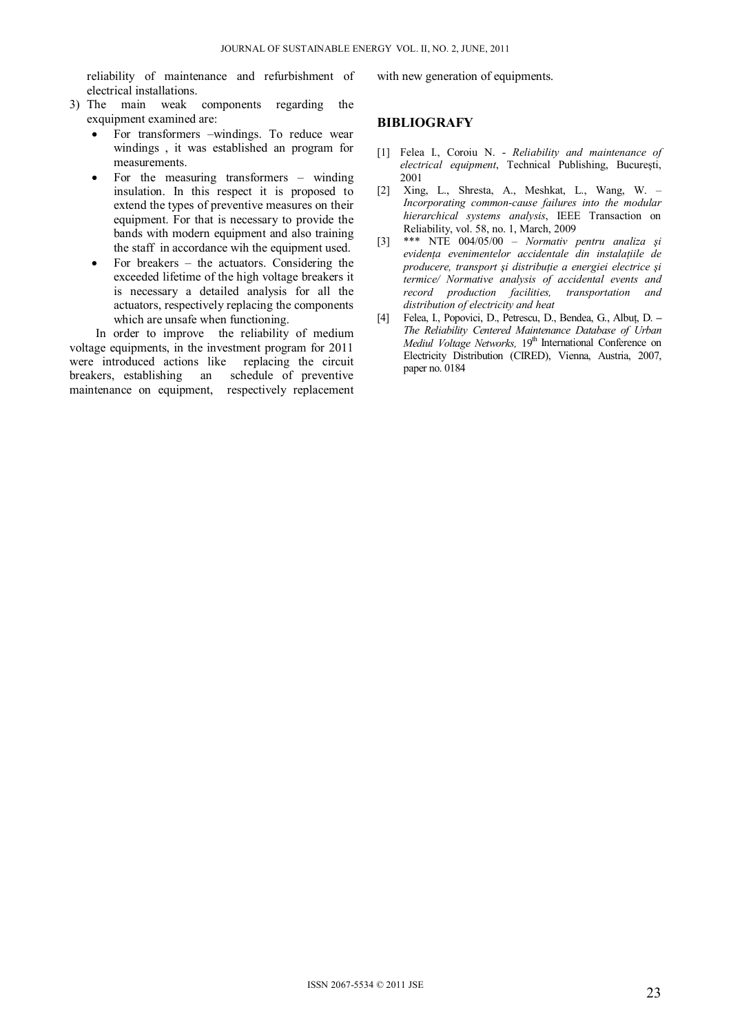reliability of maintenance and refurbishment of electrical installations.

3) The main weak components regarding the exquipment examined are:
   - For transformers –windings. To reduce wear windings , it was established an program for measurements.
   - For the measuring transformers – winding insulation. In this respect it is proposed to extend the types of preventive measures on their equipment. For that is necessary to provide the bands with modern equipment and also training the staff in accordance wih the equipment used.
   - For breakers – the actuators. Considering the exceeded lifetime of the high voltage breakers it is necessary a detailed analysis for all the actuators, respectively replacing the components which are unsafe when functioning.

In order to improve the reliability of medium voltage equipments, in the investment program for 2011 were introduced actions like replacing the circuit breakers, establishing an schedule of preventive maintenance on equipment, respectively replacement with new generation of equipments.

## BIBLIOGRAFY

[1] Felea I., Coroiu N. - *Reliability and maintenance of electrical equipment*, Technical Publishing, Bucureşti, 2001

[2] Xing, L., Shresta, A., Meshkat, L., Wang, W. – *Incorporating common-cause failures into the modular hierarchical systems analysis*, IEEE Transaction on Reliability, vol. 58, no. 1, March, 2009

[3] *** NTE 004/05/00 – *Normativ pentru analiza şi evidenţa evenimentelor accidentale din instalaţiile de producere, transport şi distribuţie a energiei electrice şi termice/ Normative analysis of accidental events and record production facilities, transportation and distribution of electricity and heat*

[4] Felea, I., Popovici, D., Petrescu, D., Bendea, G., Albuţ, D. – *The Reliability Centered Maintenance Database of Urban Mediul Voltage Networks,* 19th International Conference on Electricity Distribution (CIRED), Vienna, Austria, 2007, paper no. 0184